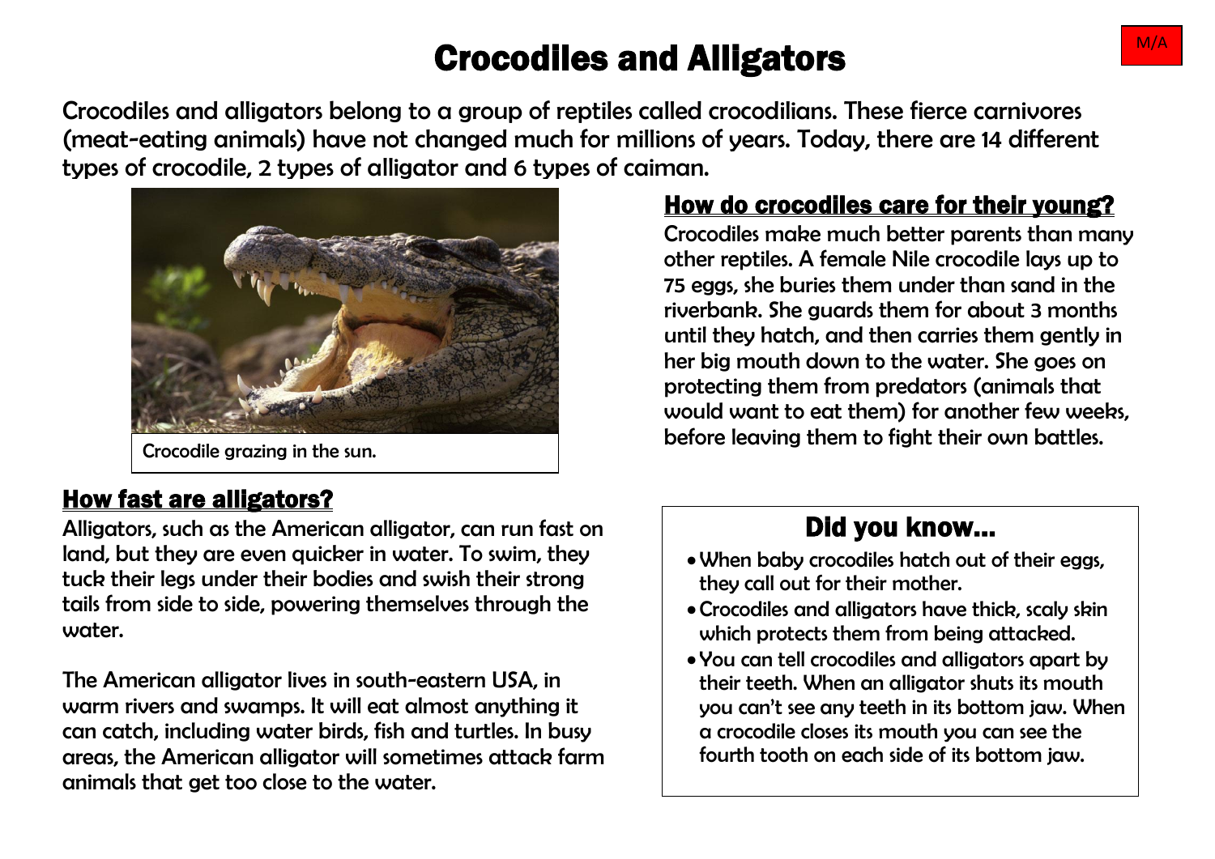M/A

# Crocodiles and Alligators

Crocodiles and alligators belong to a group of reptiles called crocodilians. These fierce carnivores (meat-eating animals) have not changed much for millions of years. Today, there are 14 different types of crocodile, 2 types of alligator and 6 types of caiman.

Crocodile grazing in the sun.

## How fast are alligators?

Alligators, such as the American alligator, can run fast on land, but they are even quicker in water. To swim, they tuck their legs under their bodies and swish their strong tails from side to side, powering themselves through the water.

The American alligator lives in south-eastern USA, in warm rivers and swamps. It will eat almost anything it can catch, including water birds, fish and turtles. In busy areas, the American alligator will sometimes attack farm animals that get too close to the water.

## How do crocodiles care for their young?

Crocodiles make much better parents than many other reptiles. A female Nile crocodile lays up to 75 eggs, she buries them under than sand in the riverbank. She guards them for about 3 months until they hatch, and then carries them gently in her big mouth down to the water. She goes on protecting them from predators (animals that would want to eat them) for another few weeks, before leaving them to fight their own battles.

## Did you know...

- When baby crocodiles hatch out of their eggs, they call out for their mother.
- Crocodiles and alligators have thick, scaly skin which protects them from being attacked.
- You can tell crocodiles and alligators apart by their teeth. When an alligator shuts its mouth you can't see any teeth in its bottom jaw. When a crocodile closes its mouth you can see the fourth tooth on each side of its bottom jaw.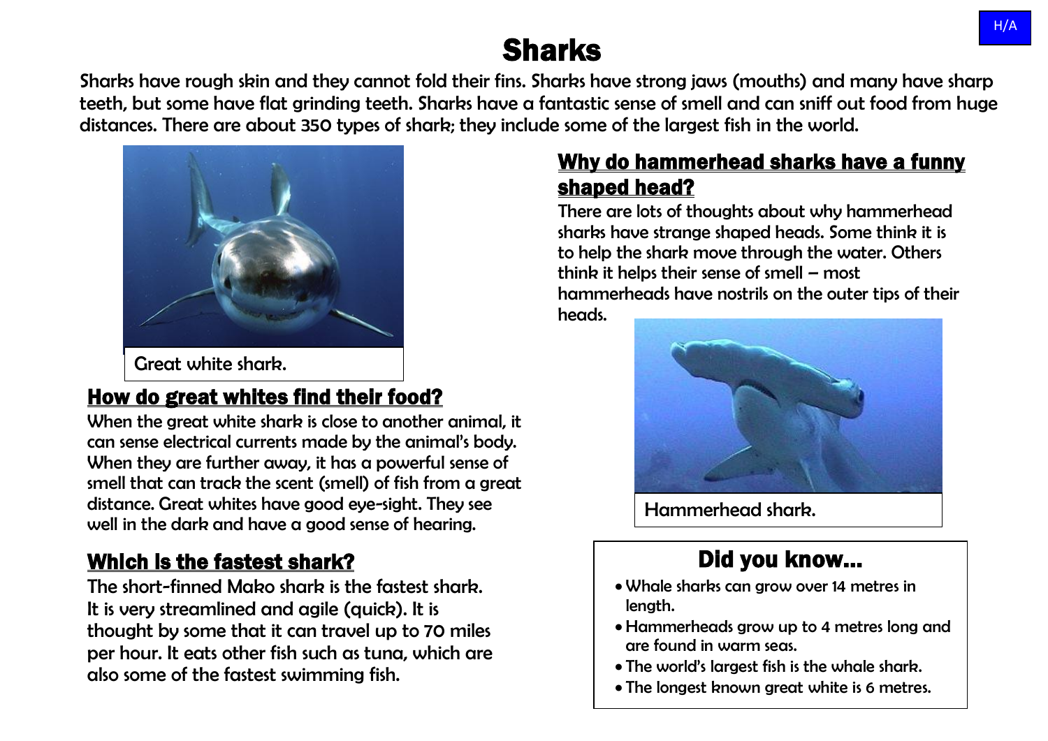H/A

# Sharks

Sharks have rough skin and they cannot fold their fins. Sharks have strong jaws (mouths) and many have sharp teeth, but some have flat grinding teeth. Sharks have a fantastic sense of smell and can sniff out food from huge distances. There are about 350 types of shark; they include some of the largest fish in the world.

Great white shark.

## How do great whites find their food?

When the great white shark is close to another animal, it can sense electrical currents made by the animal's body. When they are further away, it has a powerful sense of smell that can track the scent (smell) of fish from a great distance. Great whites have good eye-sight. They see well in the dark and have a good sense of hearing.

## Which is the fastest shark?

The short-finned Mako shark is the fastest shark. It is very streamlined and agile (quick). It is thought by some that it can travel up to 70 miles per hour. It eats other fish such as tuna, which are also some of the fastest swimming fish.

## Why do hammerhead sharks have a funny shaped head?

There are lots of thoughts about why hammerhead sharks have strange shaped heads. Some think it is to help the shark move through the water. Others think it helps their sense of smell – most hammerheads have nostrils on the outer tips of their heads.

Hammerhead shark.

## Did you know...

- Whale sharks can grow over 14 metres in length.
- Hammerheads grow up to 4 metres long and are found in warm seas.
- The world's largest fish is the whale shark.
- The longest known great white is 6 metres.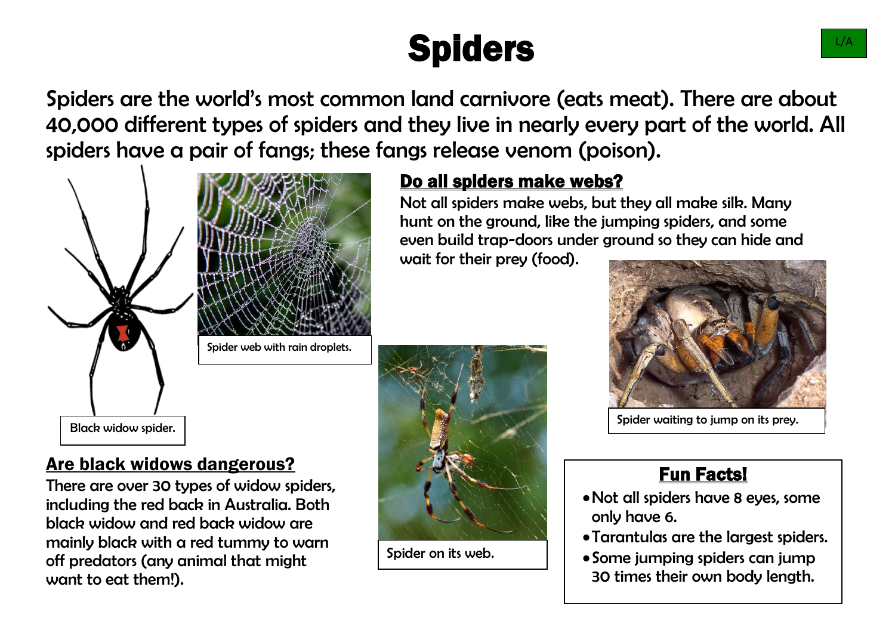# Spiders

L/A

Spiders are the world's most common land carnivore (eats meat). There are about 40,000 different types of spiders and they live in nearly every part of the world. All spiders have a pair of fangs; these fangs release venom (poison).

Black widow spider.

Spider web with rain droplets.

## Do all spiders make webs?

Not all spiders make webs, but they all make silk. Many hunt on the ground, like the jumping spiders, and some even build trap-doors under ground so they can hide and wait for their prey (food).

Spider waiting to jump on its prey.

## Are black widows dangerous?

There are over 30 types of widow spiders, including the red back in Australia. Both black widow and red back widow are mainly black with a red tummy to warn off predators (any animal that might want to eat them!).

Spider on its web.

## Fun Facts!

- Not all spiders have 8 eyes, some only have 6.
- Tarantulas are the largest spiders.
- Some jumping spiders can jump 30 times their own body length.